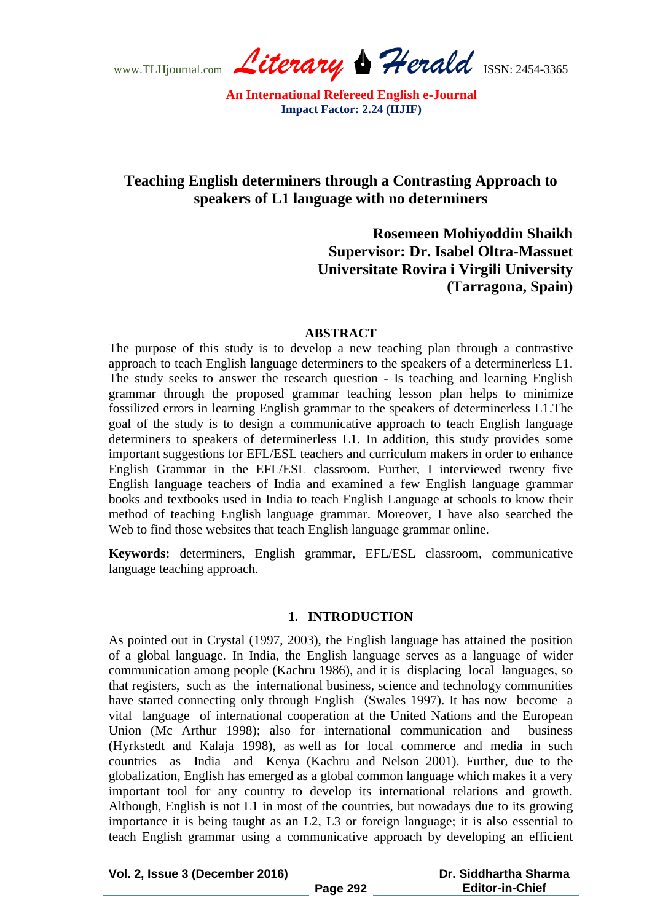# Teaching English determiners through a Contrasting Approach to speakers of L1 language with no determiners

**Rosemeen Mohiyoddin Shaikh**
**Supervisor: Dr. Isabel Oltra-Massuet**
**Universitate Rovira i Virgili University**
**(Tarragona, Spain)**

## ABSTRACT

The purpose of this study is to develop a new teaching plan through a contrastive approach to teach English language determiners to the speakers of a determinerless L1. The study seeks to answer the research question - Is teaching and learning English grammar through the proposed grammar teaching lesson plan helps to minimize fossilized errors in learning English grammar to the speakers of determinerless L1.The goal of the study is to design a communicative approach to teach English language determiners to speakers of determinerless L1. In addition, this study provides some important suggestions for EFL/ESL teachers and curriculum makers in order to enhance English Grammar in the EFL/ESL classroom. Further, I interviewed twenty five English language teachers of India and examined a few English language grammar books and textbooks used in India to teach English Language at schools to know their method of teaching English language grammar. Moreover, I have also searched the Web to find those websites that teach English language grammar online.

**Keywords:** determiners, English grammar, EFL/ESL classroom, communicative language teaching approach.

## 1. INTRODUCTION

As pointed out in Crystal (1997, 2003), the English language has attained the position of a global language. In India, the English language serves as a language of wider communication among people (Kachru 1986), and it is displacing local languages, so that registers, such as the international business, science and technology communities have started connecting only through English (Swales 1997). It has now become a vital language of international cooperation at the United Nations and the European Union (Mc Arthur 1998); also for international communication and business (Hyrkstedt and Kalaja 1998), as well as for local commerce and media in such countries as India and Kenya (Kachru and Nelson 2001). Further, due to the globalization, English has emerged as a global common language which makes it a very important tool for any country to develop its international relations and growth. Although, English is not L1 in most of the countries, but nowadays due to its growing importance it is being taught as an L2, L3 or foreign language; it is also essential to teach English grammar using a communicative approach by developing an efficient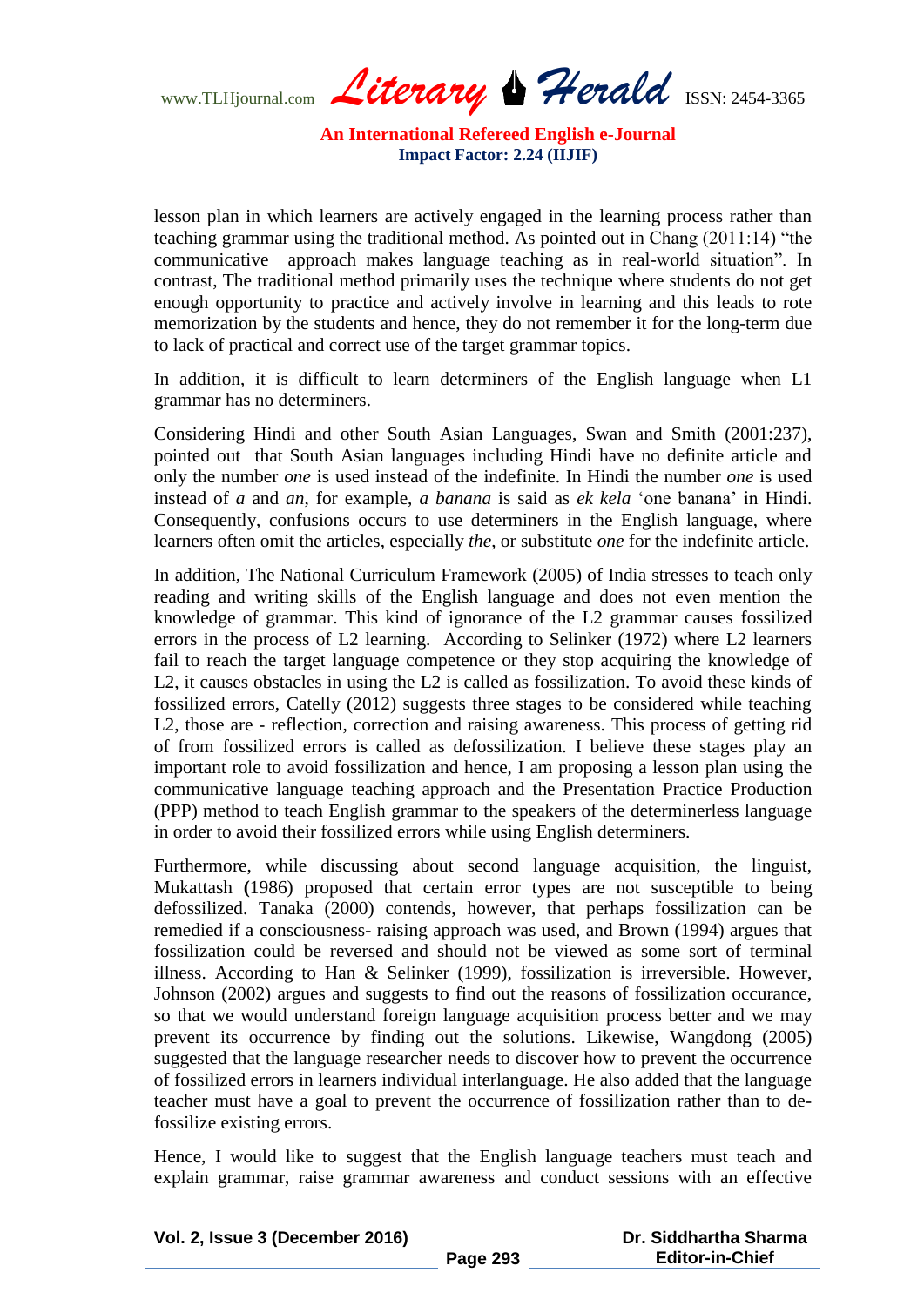lesson plan in which learners are actively engaged in the learning process rather than teaching grammar using the traditional method. As pointed out in Chang (2011:14) "the communicative approach makes language teaching as in real-world situation". In contrast, The traditional method primarily uses the technique where students do not get enough opportunity to practice and actively involve in learning and this leads to rote memorization by the students and hence, they do not remember it for the long-term due to lack of practical and correct use of the target grammar topics.

In addition, it is difficult to learn determiners of the English language when L1 grammar has no determiners.

Considering Hindi and other South Asian Languages, Swan and Smith (2001:237), pointed out that South Asian languages including Hindi have no definite article and only the number *one* is used instead of the indefinite. In Hindi the number *one* is used instead of *a* and *an*, for example, *a banana* is said as *ek kela* 'one banana' in Hindi. Consequently, confusions occurs to use determiners in the English language, where learners often omit the articles, especially *the*, or substitute *one* for the indefinite article.

In addition, The National Curriculum Framework (2005) of India stresses to teach only reading and writing skills of the English language and does not even mention the knowledge of grammar. This kind of ignorance of the L2 grammar causes fossilized errors in the process of L2 learning. According to Selinker (1972) where L2 learners fail to reach the target language competence or they stop acquiring the knowledge of L2, it causes obstacles in using the L2 is called as fossilization. To avoid these kinds of fossilized errors, Catelly (2012) suggests three stages to be considered while teaching L2, those are - reflection, correction and raising awareness. This process of getting rid of from fossilized errors is called as defossilization. I believe these stages play an important role to avoid fossilization and hence, I am proposing a lesson plan using the communicative language teaching approach and the Presentation Practice Production (PPP) method to teach English grammar to the speakers of the determinerless language in order to avoid their fossilized errors while using English determiners.

Furthermore, while discussing about second language acquisition, the linguist, Mukattash **(**1986) proposed that certain error types are not susceptible to being defossilized. Tanaka (2000) contends, however, that perhaps fossilization can be remedied if a consciousness- raising approach was used, and Brown (1994) argues that fossilization could be reversed and should not be viewed as some sort of terminal illness. According to Han & Selinker (1999), fossilization is irreversible. However, Johnson (2002) argues and suggests to find out the reasons of fossilization occurance, so that we would understand foreign language acquisition process better and we may prevent its occurrence by finding out the solutions. Likewise, Wangdong (2005) suggested that the language researcher needs to discover how to prevent the occurrence of fossilized errors in learners individual interlanguage. He also added that the language teacher must have a goal to prevent the occurrence of fossilization rather than to de-fossilize existing errors.

Hence, I would like to suggest that the English language teachers must teach and explain grammar, raise grammar awareness and conduct sessions with an effective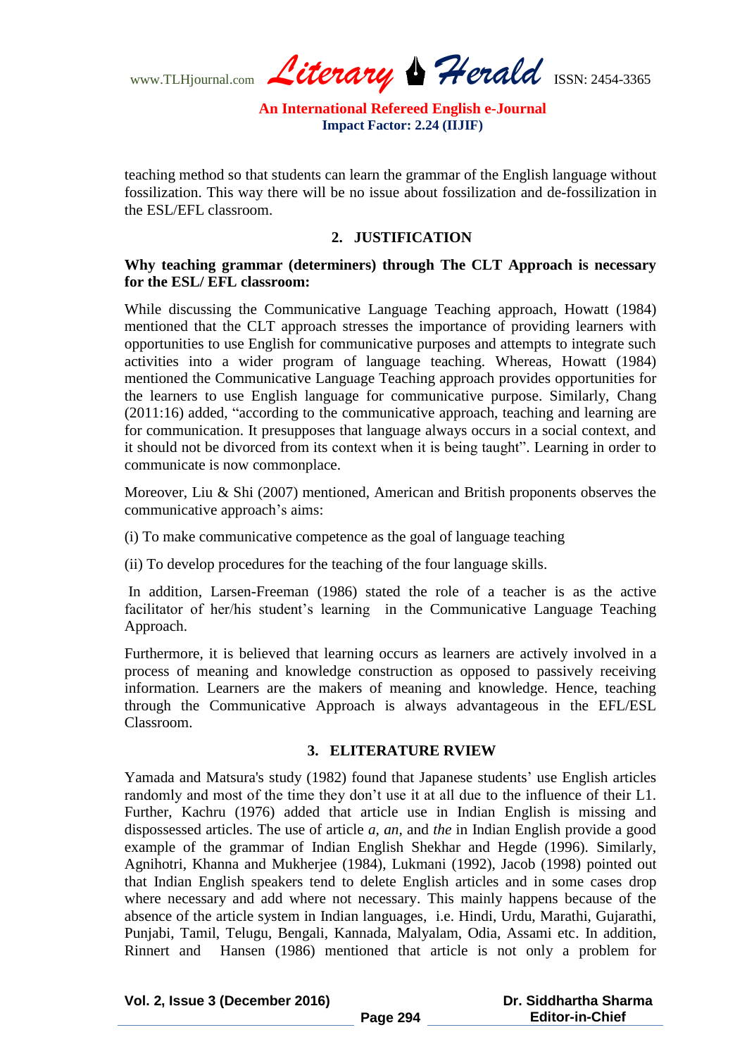teaching method so that students can learn the grammar of the English language without fossilization. This way there will be no issue about fossilization and de-fossilization in the ESL/EFL classroom.

## 2. JUSTIFICATION

**Why teaching grammar (determiners) through The CLT Approach is necessary for the ESL/ EFL classroom:**

While discussing the Communicative Language Teaching approach, Howatt (1984) mentioned that the CLT approach stresses the importance of providing learners with opportunities to use English for communicative purposes and attempts to integrate such activities into a wider program of language teaching. Whereas, Howatt (1984) mentioned the Communicative Language Teaching approach provides opportunities for the learners to use English language for communicative purpose. Similarly, Chang (2011:16) added, "according to the communicative approach, teaching and learning are for communication. It presupposes that language always occurs in a social context, and it should not be divorced from its context when it is being taught". Learning in order to communicate is now commonplace.

Moreover, Liu & Shi (2007) mentioned, American and British proponents observes the communicative approach's aims:

(i) To make communicative competence as the goal of language teaching

(ii) To develop procedures for the teaching of the four language skills.

In addition, Larsen-Freeman (1986) stated the role of a teacher is as the active facilitator of her/his student's learning in the Communicative Language Teaching Approach.

Furthermore, it is believed that learning occurs as learners are actively involved in a process of meaning and knowledge construction as opposed to passively receiving information. Learners are the makers of meaning and knowledge. Hence, teaching through the Communicative Approach is always advantageous in the EFL/ESL Classroom.

## 3. ELITERATURE RVIEW

Yamada and Matsura's study (1982) found that Japanese students' use English articles randomly and most of the time they don't use it at all due to the influence of their L1. Further, Kachru (1976) added that article use in Indian English is missing and dispossessed articles. The use of article *a, an,* and *the* in Indian English provide a good example of the grammar of Indian English Shekhar and Hegde (1996). Similarly, Agnihotri, Khanna and Mukherjee (1984), Lukmani (1992), Jacob (1998) pointed out that Indian English speakers tend to delete English articles and in some cases drop where necessary and add where not necessary. This mainly happens because of the absence of the article system in Indian languages, i.e. Hindi, Urdu, Marathi, Gujarathi, Punjabi, Tamil, Telugu, Bengali, Kannada, Malyalam, Odia, Assami etc. In addition, Rinnert and Hansen (1986) mentioned that article is not only a problem for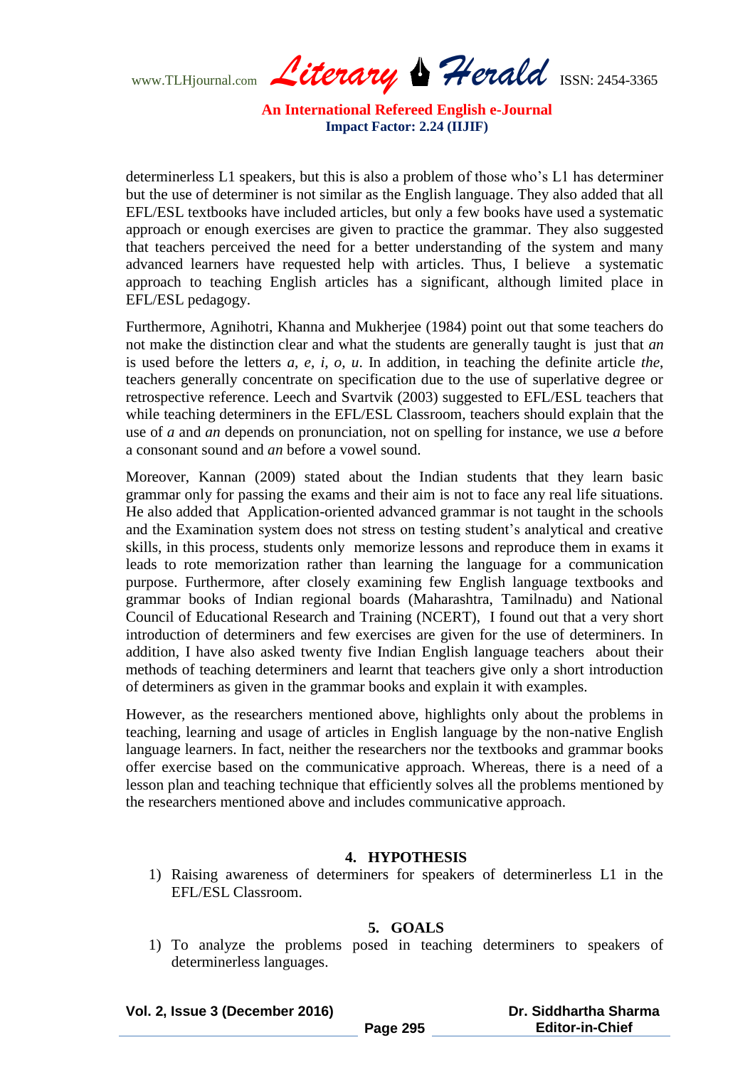determinerless L1 speakers, but this is also a problem of those who's L1 has determiner but the use of determiner is not similar as the English language. They also added that all EFL/ESL textbooks have included articles, but only a few books have used a systematic approach or enough exercises are given to practice the grammar. They also suggested that teachers perceived the need for a better understanding of the system and many advanced learners have requested help with articles. Thus, I believe a systematic approach to teaching English articles has a significant, although limited place in EFL/ESL pedagogy.

Furthermore, Agnihotri, Khanna and Mukherjee (1984) point out that some teachers do not make the distinction clear and what the students are generally taught is just that *an* is used before the letters *a, e, i, o, u*. In addition, in teaching the definite article *the*, teachers generally concentrate on specification due to the use of superlative degree or retrospective reference. Leech and Svartvik (2003) suggested to EFL/ESL teachers that while teaching determiners in the EFL/ESL Classroom, teachers should explain that the use of *a* and *an* depends on pronunciation, not on spelling for instance, we use *a* before a consonant sound and *an* before a vowel sound.

Moreover, Kannan (2009) stated about the Indian students that they learn basic grammar only for passing the exams and their aim is not to face any real life situations. He also added that Application-oriented advanced grammar is not taught in the schools and the Examination system does not stress on testing student's analytical and creative skills, in this process, students only memorize lessons and reproduce them in exams it leads to rote memorization rather than learning the language for a communication purpose. Furthermore, after closely examining few English language textbooks and grammar books of Indian regional boards (Maharashtra, Tamilnadu) and National Council of Educational Research and Training (NCERT), I found out that a very short introduction of determiners and few exercises are given for the use of determiners. In addition, I have also asked twenty five Indian English language teachers about their methods of teaching determiners and learnt that teachers give only a short introduction of determiners as given in the grammar books and explain it with examples.

However, as the researchers mentioned above, highlights only about the problems in teaching, learning and usage of articles in English language by the non-native English language learners. In fact, neither the researchers nor the textbooks and grammar books offer exercise based on the communicative approach. Whereas, there is a need of a lesson plan and teaching technique that efficiently solves all the problems mentioned by the researchers mentioned above and includes communicative approach.

## 4. HYPOTHESIS

1) Raising awareness of determiners for speakers of determinerless L1 in the EFL/ESL Classroom.

## 5. GOALS

1) To analyze the problems posed in teaching determiners to speakers of determinerless languages.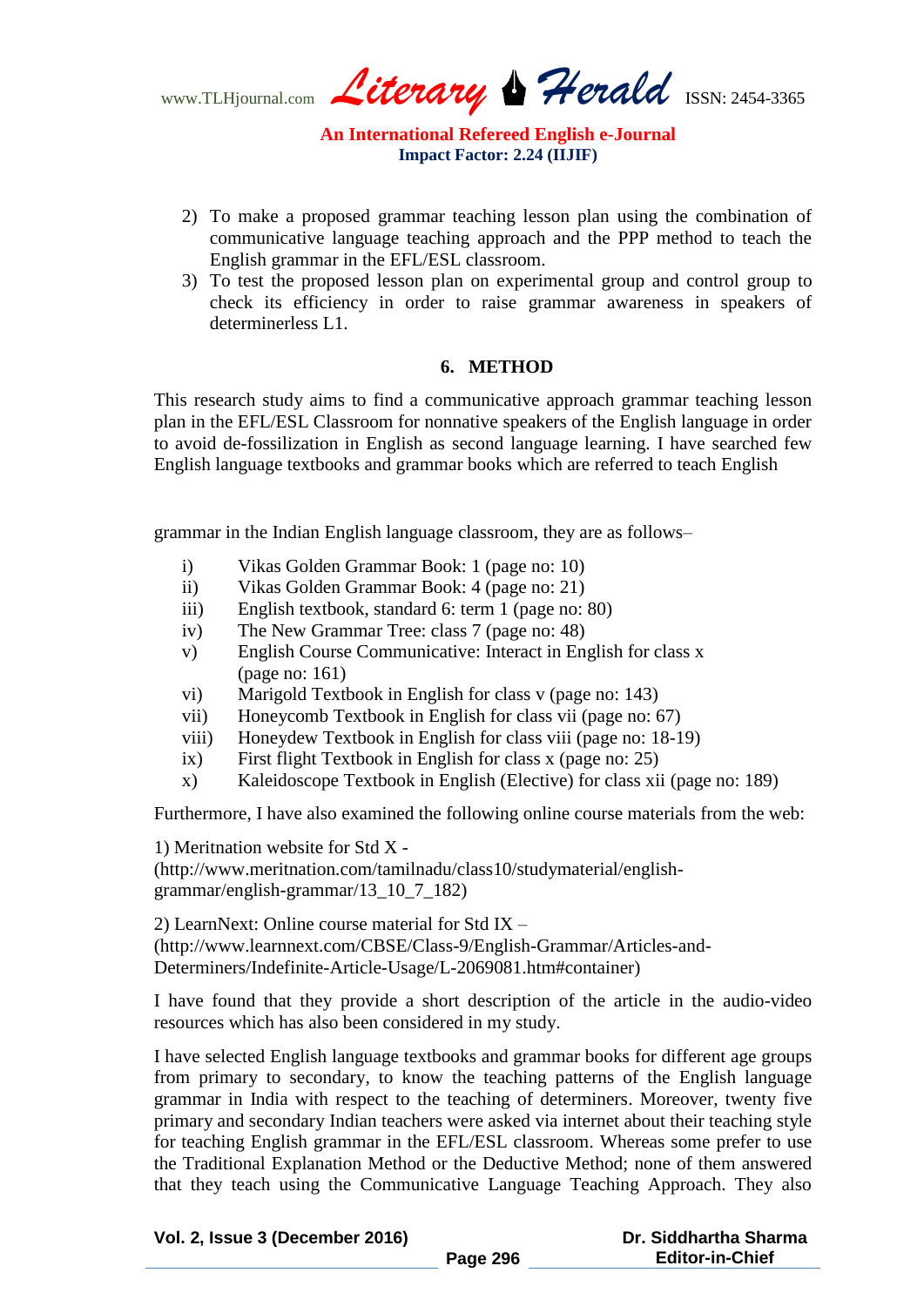2) To make a proposed grammar teaching lesson plan using the combination of communicative language teaching approach and the PPP method to teach the English grammar in the EFL/ESL classroom.
3) To test the proposed lesson plan on experimental group and control group to check its efficiency in order to raise grammar awareness in speakers of determinerless L1.

## 6. METHOD

This research study aims to find a communicative approach grammar teaching lesson plan in the EFL/ESL Classroom for nonnative speakers of the English language in order to avoid de-fossilization in English as second language learning. I have searched few English language textbooks and grammar books which are referred to teach English grammar in the Indian English language classroom, they are as follows–

i) Vikas Golden Grammar Book: 1 (page no: 10)
ii) Vikas Golden Grammar Book: 4 (page no: 21)
iii) English textbook, standard 6: term 1 (page no: 80)
iv) The New Grammar Tree: class 7 (page no: 48)
v) English Course Communicative: Interact in English for class x (page no: 161)
vi) Marigold Textbook in English for class v (page no: 143)
vii) Honeycomb Textbook in English for class vii (page no: 67)
viii) Honeydew Textbook in English for class viii (page no: 18-19)
ix) First flight Textbook in English for class x (page no: 25)
x) Kaleidoscope Textbook in English (Elective) for class xii (page no: 189)

Furthermore, I have also examined the following online course materials from the web:

1) Meritnation website for Std X - (http://www.meritnation.com/tamilnadu/class10/studymaterial/english-grammar/english-grammar/13_10_7_182)

2) LearnNext: Online course material for Std IX – (http://www.learnnext.com/CBSE/Class-9/English-Grammar/Articles-and-Determiners/Indefinite-Article-Usage/L-2069081.htm#container)

I have found that they provide a short description of the article in the audio-video resources which has also been considered in my study.

I have selected English language textbooks and grammar books for different age groups from primary to secondary, to know the teaching patterns of the English language grammar in India with respect to the teaching of determiners. Moreover, twenty five primary and secondary Indian teachers were asked via internet about their teaching style for teaching English grammar in the EFL/ESL classroom. Whereas some prefer to use the Traditional Explanation Method or the Deductive Method; none of them answered that they teach using the Communicative Language Teaching Approach. They also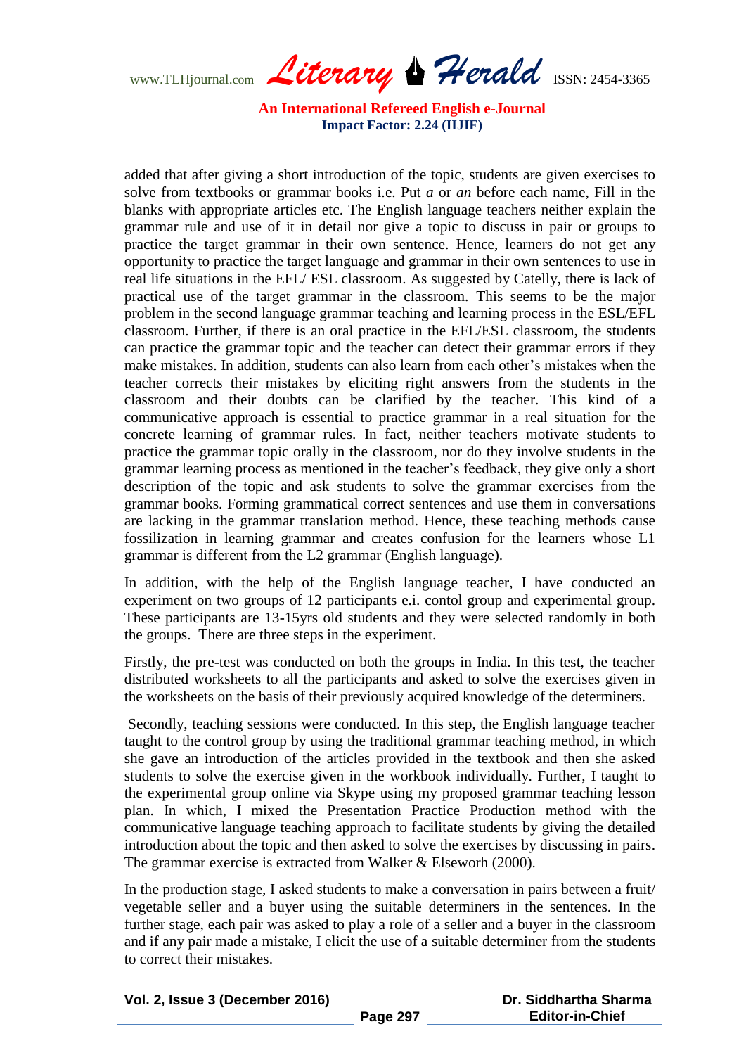added that after giving a short introduction of the topic, students are given exercises to solve from textbooks or grammar books i.e. Put *a* or *an* before each name, Fill in the blanks with appropriate articles etc. The English language teachers neither explain the grammar rule and use of it in detail nor give a topic to discuss in pair or groups to practice the target grammar in their own sentence. Hence, learners do not get any opportunity to practice the target language and grammar in their own sentences to use in real life situations in the EFL/ ESL classroom. As suggested by Catelly, there is lack of practical use of the target grammar in the classroom. This seems to be the major problem in the second language grammar teaching and learning process in the ESL/EFL classroom. Further, if there is an oral practice in the EFL/ESL classroom, the students can practice the grammar topic and the teacher can detect their grammar errors if they make mistakes. In addition, students can also learn from each other's mistakes when the teacher corrects their mistakes by eliciting right answers from the students in the classroom and their doubts can be clarified by the teacher. This kind of a communicative approach is essential to practice grammar in a real situation for the concrete learning of grammar rules. In fact, neither teachers motivate students to practice the grammar topic orally in the classroom, nor do they involve students in the grammar learning process as mentioned in the teacher's feedback, they give only a short description of the topic and ask students to solve the grammar exercises from the grammar books. Forming grammatical correct sentences and use them in conversations are lacking in the grammar translation method. Hence, these teaching methods cause fossilization in learning grammar and creates confusion for the learners whose L1 grammar is different from the L2 grammar (English language).

In addition, with the help of the English language teacher, I have conducted an experiment on two groups of 12 participants e.i. contol group and experimental group. These participants are 13-15yrs old students and they were selected randomly in both the groups. There are three steps in the experiment.

Firstly, the pre-test was conducted on both the groups in India. In this test, the teacher distributed worksheets to all the participants and asked to solve the exercises given in the worksheets on the basis of their previously acquired knowledge of the determiners.

Secondly, teaching sessions were conducted. In this step, the English language teacher taught to the control group by using the traditional grammar teaching method, in which she gave an introduction of the articles provided in the textbook and then she asked students to solve the exercise given in the workbook individually. Further, I taught to the experimental group online via Skype using my proposed grammar teaching lesson plan. In which, I mixed the Presentation Practice Production method with the communicative language teaching approach to facilitate students by giving the detailed introduction about the topic and then asked to solve the exercises by discussing in pairs. The grammar exercise is extracted from Walker & Elseworh (2000).

In the production stage, I asked students to make a conversation in pairs between a fruit/ vegetable seller and a buyer using the suitable determiners in the sentences. In the further stage, each pair was asked to play a role of a seller and a buyer in the classroom and if any pair made a mistake, I elicit the use of a suitable determiner from the students to correct their mistakes.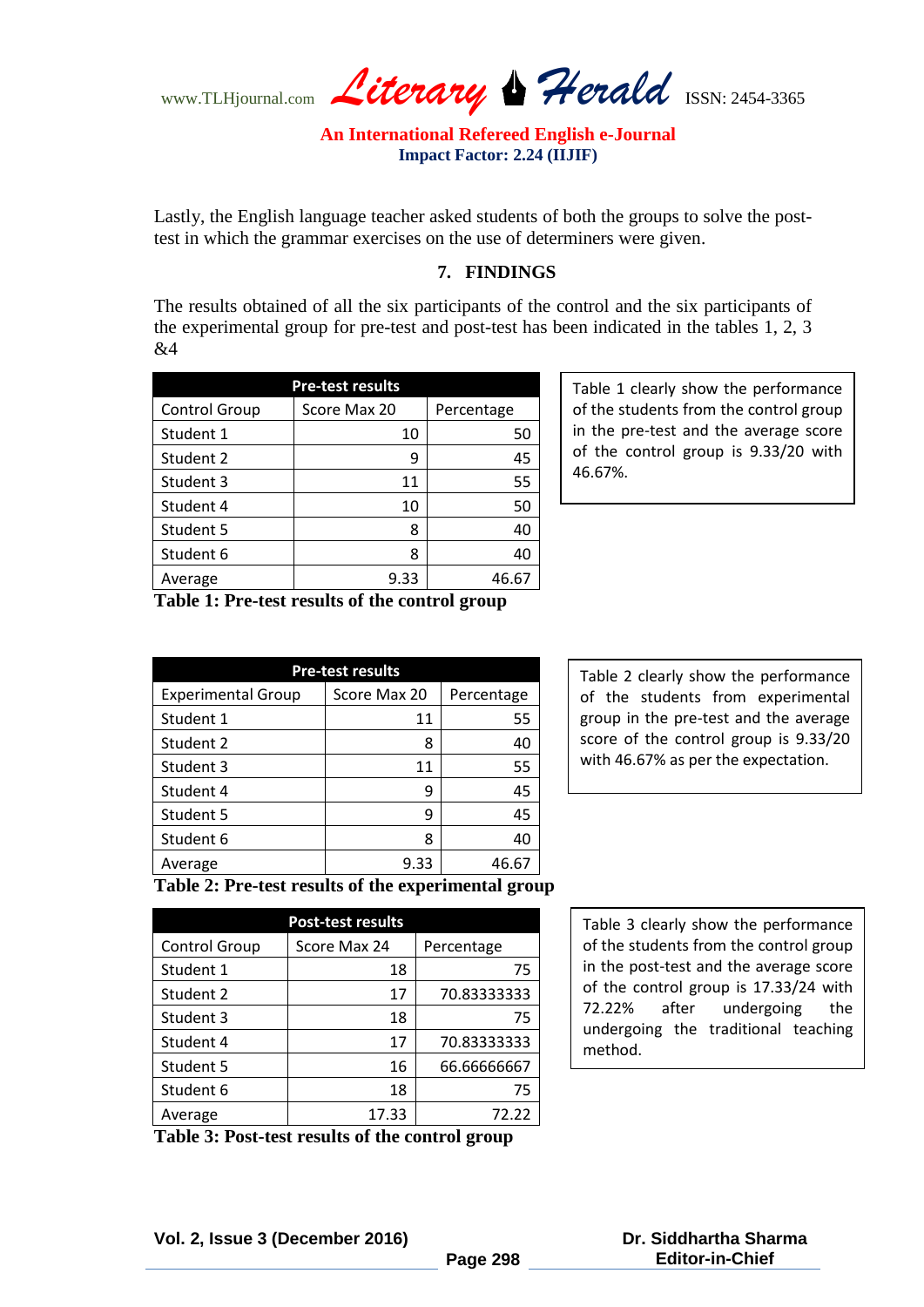Lastly, the English language teacher asked students of both the groups to solve the post-test in which the grammar exercises on the use of determiners were given.

## 7. FINDINGS

The results obtained of all the six participants of the control and the six participants of the experimental group for pre-test and post-test has been indicated in the tables 1, 2, 3 &4

| Pre-test results | | |
|---|---|---|
| Control Group | Score Max 20 | Percentage |
| Student 1 | 10 | 50 |
| Student 2 | 9 | 45 |
| Student 3 | 11 | 55 |
| Student 4 | 10 | 50 |
| Student 5 | 8 | 40 |
| Student 6 | 8 | 40 |
| Average | 9.33 | 46.67 |

**Table 1: Pre-test results of the control group**

Table 1 clearly show the performance of the students from the control group in the pre-test and the average score of the control group is 9.33/20 with 46.67%.

| Pre-test results | | |
|---|---|---|
| Experimental Group | Score Max 20 | Percentage |
| Student 1 | 11 | 55 |
| Student 2 | 8 | 40 |
| Student 3 | 11 | 55 |
| Student 4 | 9 | 45 |
| Student 5 | 9 | 45 |
| Student 6 | 8 | 40 |
| Average | 9.33 | 46.67 |

**Table 2: Pre-test results of the experimental group**

Table 2 clearly show the performance of the students from experimental group in the pre-test and the average score of the control group is 9.33/20 with 46.67% as per the expectation.

| Post-test results | | |
|---|---|---|
| Control Group | Score Max 24 | Percentage |
| Student 1 | 18 | 75 |
| Student 2 | 17 | 70.83333333 |
| Student 3 | 18 | 75 |
| Student 4 | 17 | 70.83333333 |
| Student 5 | 16 | 66.66666667 |
| Student 6 | 18 | 75 |
| Average | 17.33 | 72.22 |

**Table 3: Post-test results of the control group**

Table 3 clearly show the performance of the students from the control group in the post-test and the average score of the control group is 17.33/24 with 72.22% after undergoing the undergoing the traditional teaching method.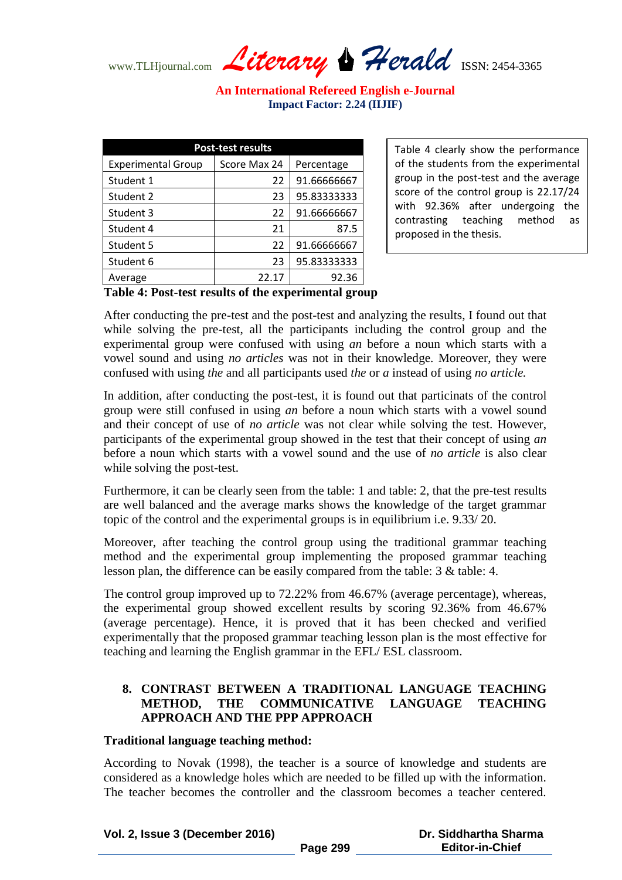| Post-test results | | |
|---|---|---|
| Experimental Group | Score Max 24 | Percentage |
| Student 1 | 22 | 91.66666667 |
| Student 2 | 23 | 95.83333333 |
| Student 3 | 22 | 91.66666667 |
| Student 4 | 21 | 87.5 |
| Student 5 | 22 | 91.66666667 |
| Student 6 | 23 | 95.83333333 |
| Average | 22.17 | 92.36 |

**Table 4: Post-test results of the experimental group**

Table 4 clearly show the performance of the students from the experimental group in the post-test and the average score of the control group is 22.17/24 with 92.36% after undergoing the contrasting teaching method as proposed in the thesis.

After conducting the pre-test and the post-test and analyzing the results, I found out that while solving the pre-test, all the participants including the control group and the experimental group were confused with using *an* before a noun which starts with a vowel sound and using *no articles* was not in their knowledge. Moreover, they were confused with using *the* and all participants used *the* or *a* instead of using *no article.*

In addition, after conducting the post-test, it is found out that particinats of the control group were still confused in using *an* before a noun which starts with a vowel sound and their concept of use of *no article* was not clear while solving the test. However, participants of the experimental group showed in the test that their concept of using *an* before a noun which starts with a vowel sound and the use of *no article* is also clear while solving the post-test.

Furthermore, it can be clearly seen from the table: 1 and table: 2, that the pre-test results are well balanced and the average marks shows the knowledge of the target grammar topic of the control and the experimental groups is in equilibrium i.e. 9.33/ 20.

Moreover, after teaching the control group using the traditional grammar teaching method and the experimental group implementing the proposed grammar teaching lesson plan, the difference can be easily compared from the table: 3 & table: 4.

The control group improved up to 72.22% from 46.67% (average percentage), whereas, the experimental group showed excellent results by scoring 92.36% from 46.67% (average percentage). Hence, it is proved that it has been checked and verified experimentally that the proposed grammar teaching lesson plan is the most effective for teaching and learning the English grammar in the EFL/ ESL classroom.

## 8. CONTRAST BETWEEN A TRADITIONAL LANGUAGE TEACHING METHOD, THE COMMUNICATIVE LANGUAGE TEACHING APPROACH AND THE PPP APPROACH

**Traditional language teaching method:**

According to Novak (1998), the teacher is a source of knowledge and students are considered as a knowledge holes which are needed to be filled up with the information. The teacher becomes the controller and the classroom becomes a teacher centered.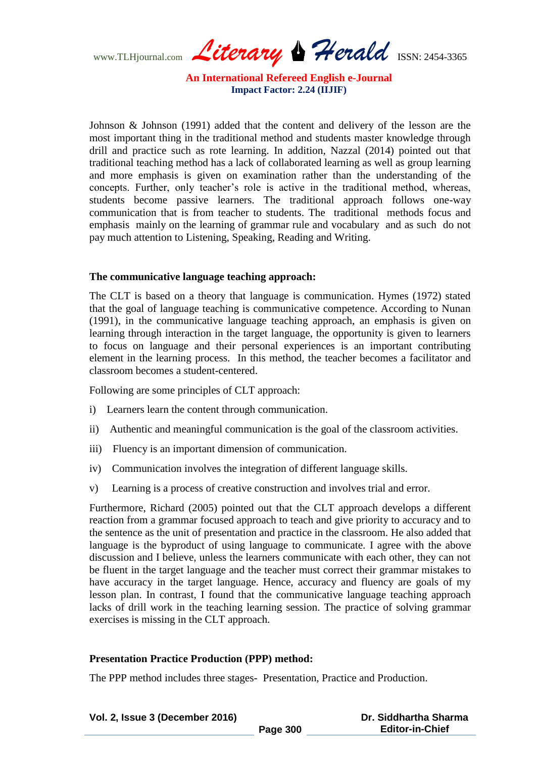Johnson & Johnson (1991) added that the content and delivery of the lesson are the most important thing in the traditional method and students master knowledge through drill and practice such as rote learning. In addition, Nazzal (2014) pointed out that traditional teaching method has a lack of collaborated learning as well as group learning and more emphasis is given on examination rather than the understanding of the concepts. Further, only teacher's role is active in the traditional method, whereas, students become passive learners. The traditional approach follows one-way communication that is from teacher to students. The traditional methods focus and emphasis mainly on the learning of grammar rule and vocabulary and as such do not pay much attention to Listening, Speaking, Reading and Writing.

**The communicative language teaching approach:**

The CLT is based on a theory that language is communication. Hymes (1972) stated that the goal of language teaching is communicative competence. According to Nunan (1991), in the communicative language teaching approach, an emphasis is given on learning through interaction in the target language, the opportunity is given to learners to focus on language and their personal experiences is an important contributing element in the learning process. In this method, the teacher becomes a facilitator and classroom becomes a student-centered.

Following are some principles of CLT approach:

i) Learners learn the content through communication.

ii) Authentic and meaningful communication is the goal of the classroom activities.

iii) Fluency is an important dimension of communication.

iv) Communication involves the integration of different language skills.

v) Learning is a process of creative construction and involves trial and error.

Furthermore, Richard (2005) pointed out that the CLT approach develops a different reaction from a grammar focused approach to teach and give priority to accuracy and to the sentence as the unit of presentation and practice in the classroom. He also added that language is the byproduct of using language to communicate. I agree with the above discussion and I believe, unless the learners communicate with each other, they can not be fluent in the target language and the teacher must correct their grammar mistakes to have accuracy in the target language. Hence, accuracy and fluency are goals of my lesson plan. In contrast, I found that the communicative language teaching approach lacks of drill work in the teaching learning session. The practice of solving grammar exercises is missing in the CLT approach.

**Presentation Practice Production (PPP) method:**

The PPP method includes three stages- Presentation, Practice and Production.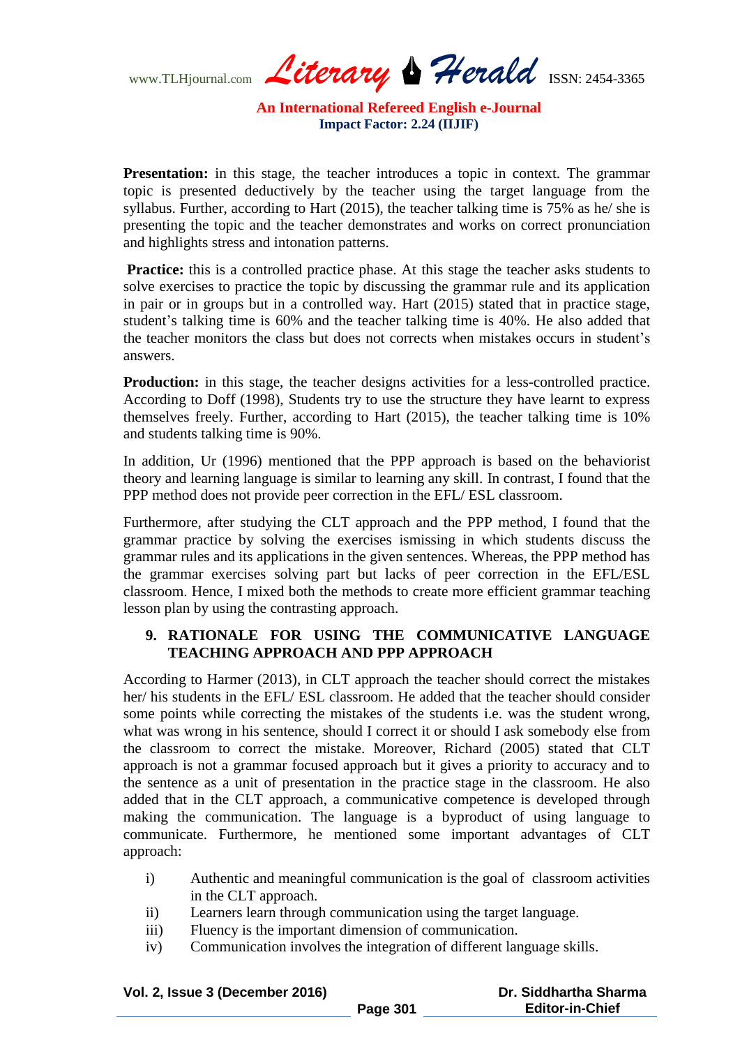**Presentation:** in this stage, the teacher introduces a topic in context. The grammar topic is presented deductively by the teacher using the target language from the syllabus. Further, according to Hart (2015), the teacher talking time is 75% as he/ she is presenting the topic and the teacher demonstrates and works on correct pronunciation and highlights stress and intonation patterns.

**Practice:** this is a controlled practice phase. At this stage the teacher asks students to solve exercises to practice the topic by discussing the grammar rule and its application in pair or in groups but in a controlled way. Hart (2015) stated that in practice stage, student's talking time is 60% and the teacher talking time is 40%. He also added that the teacher monitors the class but does not corrects when mistakes occurs in student's answers.

**Production:** in this stage, the teacher designs activities for a less-controlled practice. According to Doff (1998), Students try to use the structure they have learnt to express themselves freely. Further, according to Hart (2015), the teacher talking time is 10% and students talking time is 90%.

In addition, Ur (1996) mentioned that the PPP approach is based on the behaviorist theory and learning language is similar to learning any skill. In contrast, I found that the PPP method does not provide peer correction in the EFL/ ESL classroom.

Furthermore, after studying the CLT approach and the PPP method, I found that the grammar practice by solving the exercises ismissing in which students discuss the grammar rules and its applications in the given sentences. Whereas, the PPP method has the grammar exercises solving part but lacks of peer correction in the EFL/ESL classroom. Hence, I mixed both the methods to create more efficient grammar teaching lesson plan by using the contrasting approach.

## 9. RATIONALE FOR USING THE COMMUNICATIVE LANGUAGE TEACHING APPROACH AND PPP APPROACH

According to Harmer (2013), in CLT approach the teacher should correct the mistakes her/ his students in the EFL/ ESL classroom. He added that the teacher should consider some points while correcting the mistakes of the students i.e. was the student wrong, what was wrong in his sentence, should I correct it or should I ask somebody else from the classroom to correct the mistake. Moreover, Richard (2005) stated that CLT approach is not a grammar focused approach but it gives a priority to accuracy and to the sentence as a unit of presentation in the practice stage in the classroom. He also added that in the CLT approach, a communicative competence is developed through making the communication. The language is a byproduct of using language to communicate. Furthermore, he mentioned some important advantages of CLT approach:

i) Authentic and meaningful communication is the goal of classroom activities in the CLT approach.
ii) Learners learn through communication using the target language.
iii) Fluency is the important dimension of communication.
iv) Communication involves the integration of different language skills.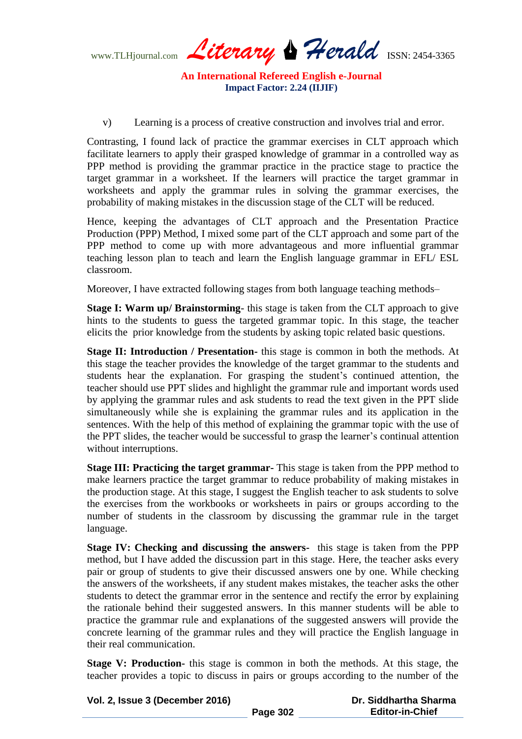v) Learning is a process of creative construction and involves trial and error.

Contrasting, I found lack of practice the grammar exercises in CLT approach which facilitate learners to apply their grasped knowledge of grammar in a controlled way as PPP method is providing the grammar practice in the practice stage to practice the target grammar in a worksheet. If the learners will practice the target grammar in worksheets and apply the grammar rules in solving the grammar exercises, the probability of making mistakes in the discussion stage of the CLT will be reduced.

Hence, keeping the advantages of CLT approach and the Presentation Practice Production (PPP) Method, I mixed some part of the CLT approach and some part of the PPP method to come up with more advantageous and more influential grammar teaching lesson plan to teach and learn the English language grammar in EFL/ ESL classroom.

Moreover, I have extracted following stages from both language teaching methods–

**Stage I: Warm up/ Brainstorming**- this stage is taken from the CLT approach to give hints to the students to guess the targeted grammar topic. In this stage, the teacher elicits the prior knowledge from the students by asking topic related basic questions.

**Stage II: Introduction / Presentation**- this stage is common in both the methods. At this stage the teacher provides the knowledge of the target grammar to the students and students hear the explanation. For grasping the student's continued attention, the teacher should use PPT slides and highlight the grammar rule and important words used by applying the grammar rules and ask students to read the text given in the PPT slide simultaneously while she is explaining the grammar rules and its application in the sentences. With the help of this method of explaining the grammar topic with the use of the PPT slides, the teacher would be successful to grasp the learner's continual attention without interruptions.

**Stage III: Practicing the target grammar**- This stage is taken from the PPP method to make learners practice the target grammar to reduce probability of making mistakes in the production stage. At this stage, I suggest the English teacher to ask students to solve the exercises from the workbooks or worksheets in pairs or groups according to the number of students in the classroom by discussing the grammar rule in the target language.

**Stage IV: Checking and discussing the answers**- this stage is taken from the PPP method, but I have added the discussion part in this stage. Here, the teacher asks every pair or group of students to give their discussed answers one by one. While checking the answers of the worksheets, if any student makes mistakes, the teacher asks the other students to detect the grammar error in the sentence and rectify the error by explaining the rationale behind their suggested answers. In this manner students will be able to practice the grammar rule and explanations of the suggested answers will provide the concrete learning of the grammar rules and they will practice the English language in their real communication.

**Stage V: Production**- this stage is common in both the methods. At this stage, the teacher provides a topic to discuss in pairs or groups according to the number of the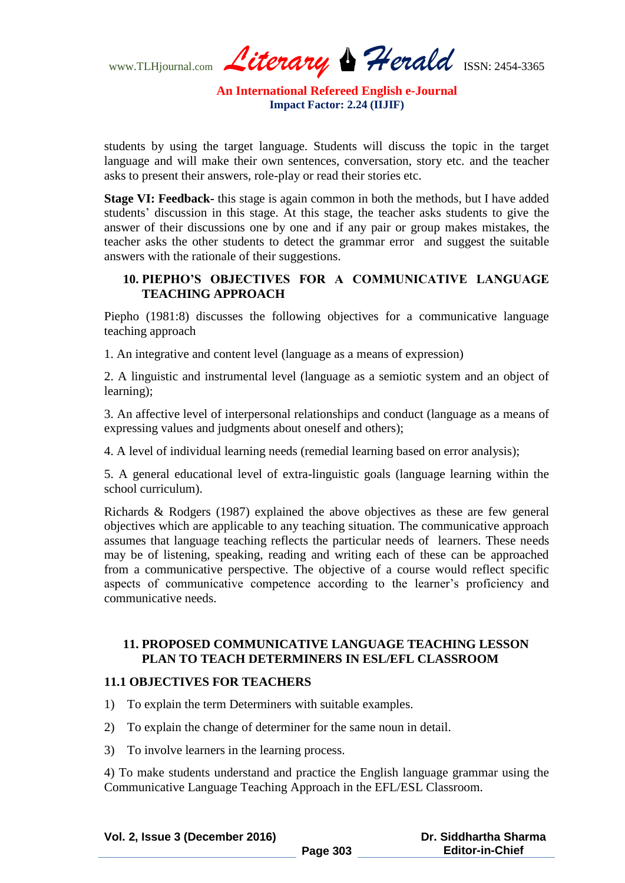students by using the target language. Students will discuss the topic in the target language and will make their own sentences, conversation, story etc. and the teacher asks to present their answers, role-play or read their stories etc.

**Stage VI: Feedback-** this stage is again common in both the methods, but I have added students' discussion in this stage. At this stage, the teacher asks students to give the answer of their discussions one by one and if any pair or group makes mistakes, the teacher asks the other students to detect the grammar error and suggest the suitable answers with the rationale of their suggestions.

## 10. PIEPHO'S OBJECTIVES FOR A COMMUNICATIVE LANGUAGE TEACHING APPROACH

Piepho (1981:8) discusses the following objectives for a communicative language teaching approach

1. An integrative and content level (language as a means of expression)

2. A linguistic and instrumental level (language as a semiotic system and an object of learning);

3. An affective level of interpersonal relationships and conduct (language as a means of expressing values and judgments about oneself and others);

4. A level of individual learning needs (remedial learning based on error analysis);

5. A general educational level of extra-linguistic goals (language learning within the school curriculum).

Richards & Rodgers (1987) explained the above objectives as these are few general objectives which are applicable to any teaching situation. The communicative approach assumes that language teaching reflects the particular needs of learners. These needs may be of listening, speaking, reading and writing each of these can be approached from a communicative perspective. The objective of a course would reflect specific aspects of communicative competence according to the learner's proficiency and communicative needs.

## 11. PROPOSED COMMUNICATIVE LANGUAGE TEACHING LESSON PLAN TO TEACH DETERMINERS IN ESL/EFL CLASSROOM

### 11.1 OBJECTIVES FOR TEACHERS

1) To explain the term Determiners with suitable examples.

2) To explain the change of determiner for the same noun in detail.

3) To involve learners in the learning process.

4) To make students understand and practice the English language grammar using the Communicative Language Teaching Approach in the EFL/ESL Classroom.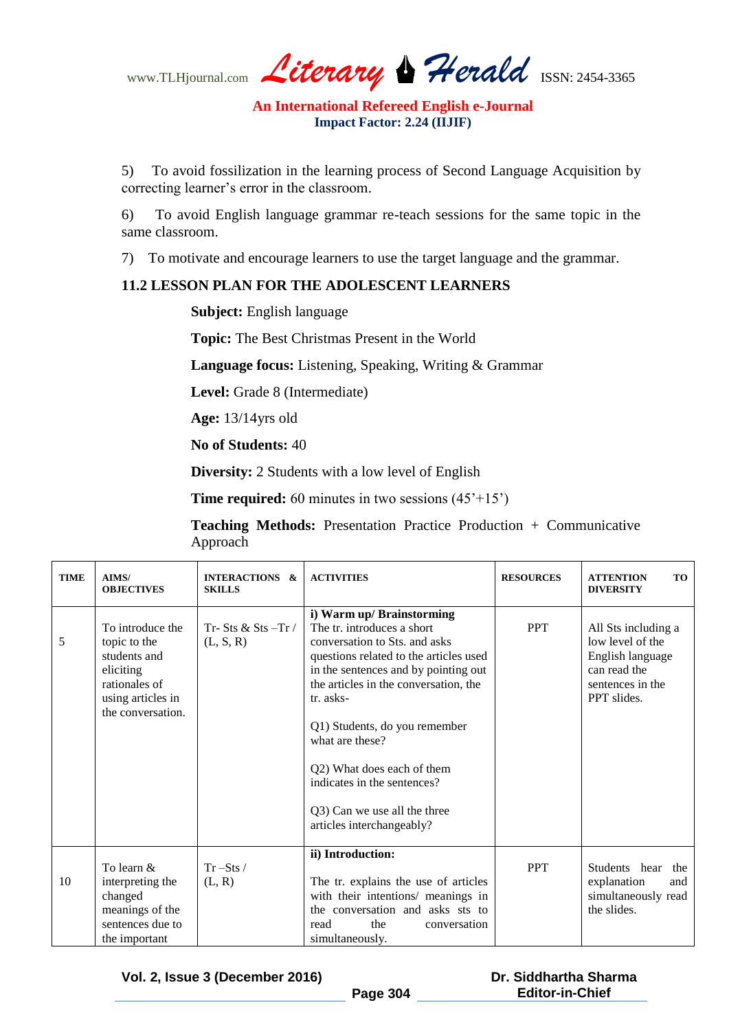5) To avoid fossilization in the learning process of Second Language Acquisition by correcting learner's error in the classroom.

6) To avoid English language grammar re-teach sessions for the same topic in the same classroom.

7) To motivate and encourage learners to use the target language and the grammar.

### 11.2 LESSON PLAN FOR THE ADOLESCENT LEARNERS

**Subject:** English language

**Topic:** The Best Christmas Present in the World

**Language focus:** Listening, Speaking, Writing & Grammar

**Level:** Grade 8 (Intermediate)

**Age:** 13/14yrs old

**No of Students:** 40

**Diversity:** 2 Students with a low level of English

**Time required:** 60 minutes in two sessions (45'+15')

**Teaching Methods:** Presentation Practice Production + Communicative Approach

| TIME | AIMS/ OBJECTIVES | INTERACTIONS & SKILLS | ACTIVITIES | RESOURCES | ATTENTION TO DIVERSITY |
|---|---|---|---|---|---|
| 5 | To introduce the topic to the students and eliciting rationales of using articles in the conversation. | Tr- Sts & Sts –Tr / (L, S, R) | **i) Warm up/ Brainstorming** The tr. introduces a short conversation to Sts. and asks questions related to the articles used in the sentences and by pointing out the articles in the conversation, the tr. asks- Q1) Students, do you remember what are these? Q2) What does each of them indicates in the sentences? Q3) Can we use all the three articles interchangeably? | PPT | All Sts including a low level of the English language can read the sentences in the PPT slides. |
| 10 | To learn & interpreting the changed meanings of the sentences due to the important | Tr –Sts / (L, R) | **ii) Introduction:** The tr. explains the use of articles with their intentions/ meanings in the conversation and asks sts to read the conversation simultaneously. | PPT | Students hear the explanation and simultaneously read the slides. |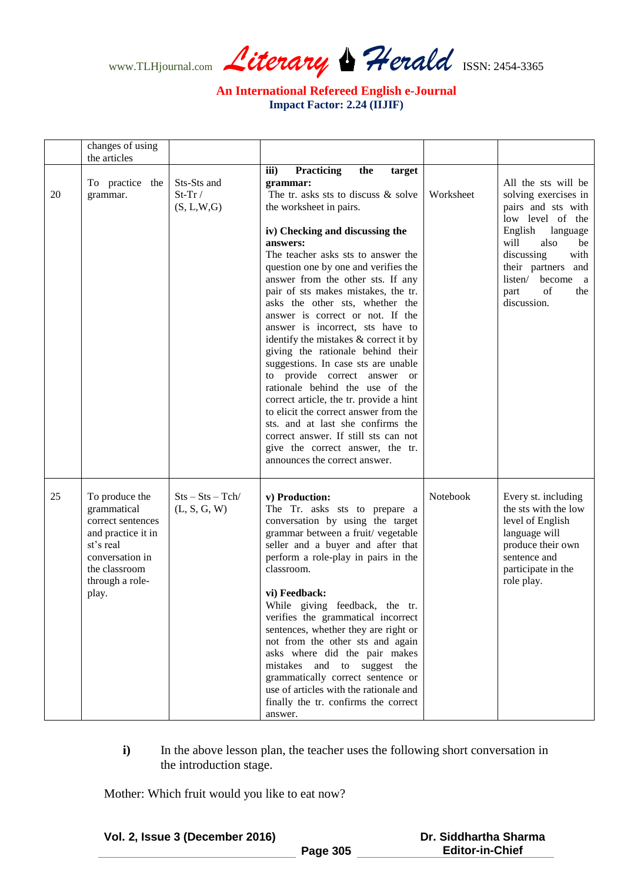| | | | | | |
|---|---|---|---|---|---|
| | changes of using the articles | | | | |
| 20 | To practice the grammar. | Sts-Sts and St-Tr / (S, L,W,G) | **iii) Practicing the target grammar:** The tr. asks sts to discuss & solve the worksheet in pairs.<br><br>**iv) Checking and discussing the answers:** The teacher asks sts to answer the question one by one and verifies the answer from the other sts. If any pair of sts makes mistakes, the tr. asks the other sts, whether the answer is correct or not. If the answer is incorrect, sts have to identify the mistakes & correct it by giving the rationale behind their suggestions. In case sts are unable to provide correct answer or rationale behind the use of the correct article, the tr. provide a hint to elicit the correct answer from the sts. and at last she confirms the correct answer. If still sts can not give the correct answer, the tr. announces the correct answer. | Worksheet | All the sts will be solving exercises in pairs and sts with low level of the English language will also be discussing with their partners and listen/ become a part of the discussion. |
| 25 | To produce the grammatical correct sentences and practice it in st's real conversation in the classroom through a role-play. | Sts – Sts – Tch/ (L, S, G, W) | **v) Production:** The Tr. asks sts to prepare a conversation by using the target grammar between a fruit/ vegetable seller and a buyer and after that perform a role-play in pairs in the classroom.<br><br>**vi) Feedback:** While giving feedback, the tr. verifies the grammatical incorrect sentences, whether they are right or not from the other sts and again asks where did the pair makes mistakes and to suggest the grammatically correct sentence or use of articles with the rationale and finally the tr. confirms the correct answer. | Notebook | Every st. including the sts with the low level of English language will produce their own sentence and participate in the role play. |

**i)** In the above lesson plan, the teacher uses the following short conversation in the introduction stage.

Mother: Which fruit would you like to eat now?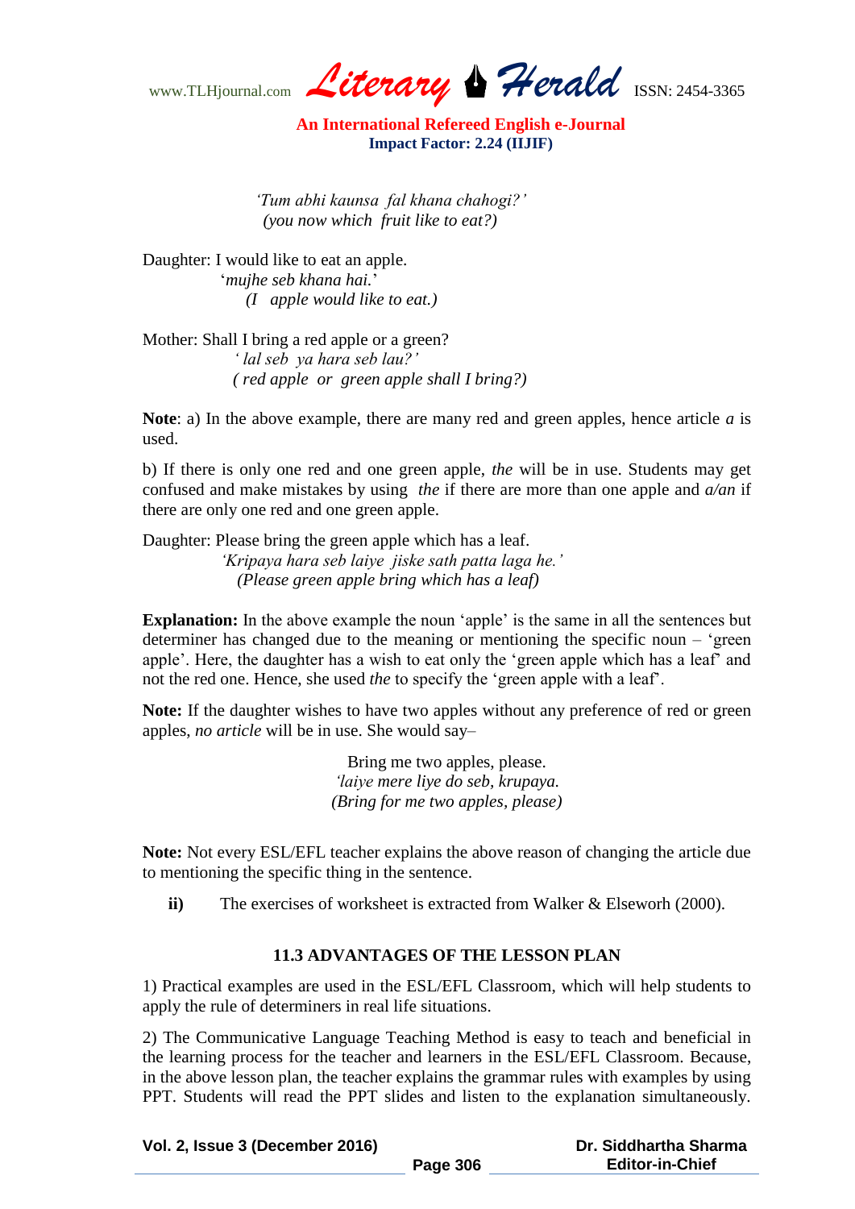*'Tum abhi kaunsa fal khana chahogi?'*
*(you now which fruit like to eat?)*

Daughter: I would like to eat an apple.
'*mujhe seb khana hai.*'
*(I apple would like to eat.)*

Mother: Shall I bring a red apple or a green?
*' lal seb ya hara seb lau?'*
*( red apple or green apple shall I bring?)*

**Note**: a) In the above example, there are many red and green apples, hence article *a* is used.

b) If there is only one red and one green apple, *the* will be in use. Students may get confused and make mistakes by using *the* if there more than one apple and *a/an* if there are only one red and one green apple.

Daughter: Please bring the green apple which has a leaf.
*'Kripaya hara seb laiye jiske sath patta laga he.'*
*(Please green apple bring which has a leaf)*

**Explanation:** In the above example the noun 'apple' is the same in all the sentences but determiner has changed due to the meaning or mentioning the specific noun – 'green apple'. Here, the daughter has a wish to eat only the 'green apple which has a leaf' and not the red one. Hence, she used *the* to specify the 'green apple with a leaf'.

**Note:** If the daughter wishes to have two apples without any preference of red or green apples, *no article* will be in use. She would say–

Bring me two apples, please.
*'laiye mere liye do seb, krupaya.*
*(Bring for me two apples, please)*

**Note:** Not every ESL/EFL teacher explains the above reason of changing the article due to mentioning the specific thing in the sentence.

**ii)** The exercises of worksheet is extracted from Walker & Elseworh (2000).

### 11.3 ADVANTAGES OF THE LESSON PLAN

1) Practical examples are used in the ESL/EFL Classroom, which will help students to apply the rule of determiners in real life situations.

2) The Communicative Language Teaching Method is easy to teach and beneficial in the learning process for the teacher and learners in the ESL/EFL Classroom. Because, in the above lesson plan, the teacher explains the grammar rules with examples by using PPT. Students will read the PPT slides and listen to the explanation simultaneously.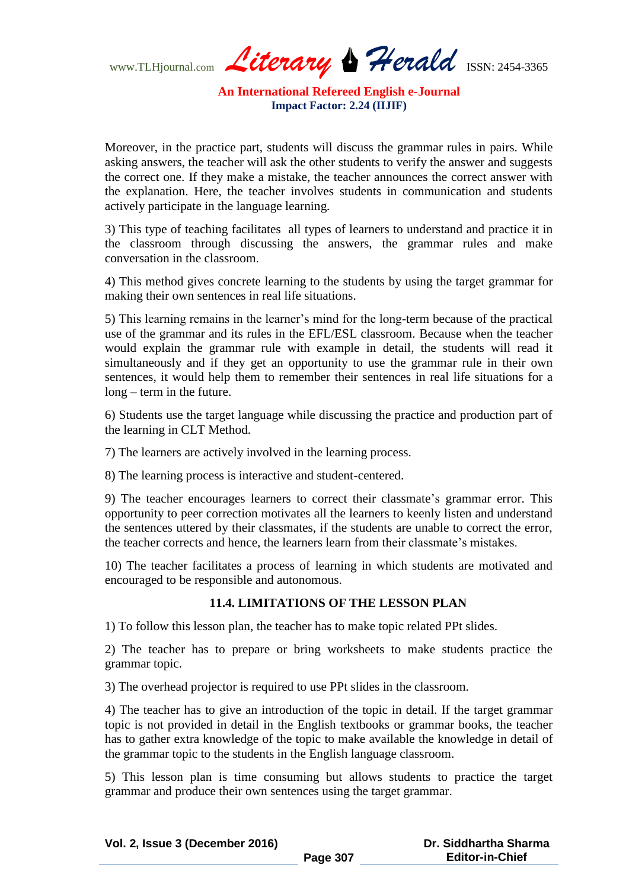Moreover, in the practice part, students will discuss the grammar rules in pairs. While asking answers, the teacher will ask the other students to verify the answer and suggests the correct one. If they make a mistake, the teacher announces the correct answer with the explanation. Here, the teacher involves students in communication and students actively participate in the language learning.

3) This type of teaching facilitates all types of learners to understand and practice it in the classroom through discussing the answers, the grammar rules and make conversation in the classroom.

4) This method gives concrete learning to the students by using the target grammar for making their own sentences in real life situations.

5) This learning remains in the learner's mind for the long-term because of the practical use of the grammar and its rules in the EFL/ESL classroom. Because when the teacher would explain the grammar rule with example in detail, the students will read it simultaneously and if they get an opportunity to use the grammar rule in their own sentences, it would help them to remember their sentences in real life situations for a long – term in the future.

6) Students use the target language while discussing the practice and production part of the learning in CLT Method.

7) The learners are actively involved in the learning process.

8) The learning process is interactive and student-centered.

9) The teacher encourages learners to correct their classmate's grammar error. This opportunity to peer correction motivates all the learners to keenly listen and understand the sentences uttered by their classmates, if the students are unable to correct the error, the teacher corrects and hence, the learners learn from their classmate's mistakes.

10) The teacher facilitates a process of learning in which students are motivated and encouraged to be responsible and autonomous.

### 11.4. LIMITATIONS OF THE LESSON PLAN

1) To follow this lesson plan, the teacher has to make topic related PPt slides.

2) The teacher has to prepare or bring worksheets to make students practice the grammar topic.

3) The overhead projector is required to use PPt slides in the classroom.

4) The teacher has to give an introduction of the topic in detail. If the target grammar topic is not provided in detail in the English textbooks or grammar books, the teacher has to gather extra knowledge of the topic to make available the knowledge in detail of the grammar topic to the students in the English language classroom.

5) This lesson plan is time consuming but allows students to practice the target grammar and produce their own sentences using the target grammar.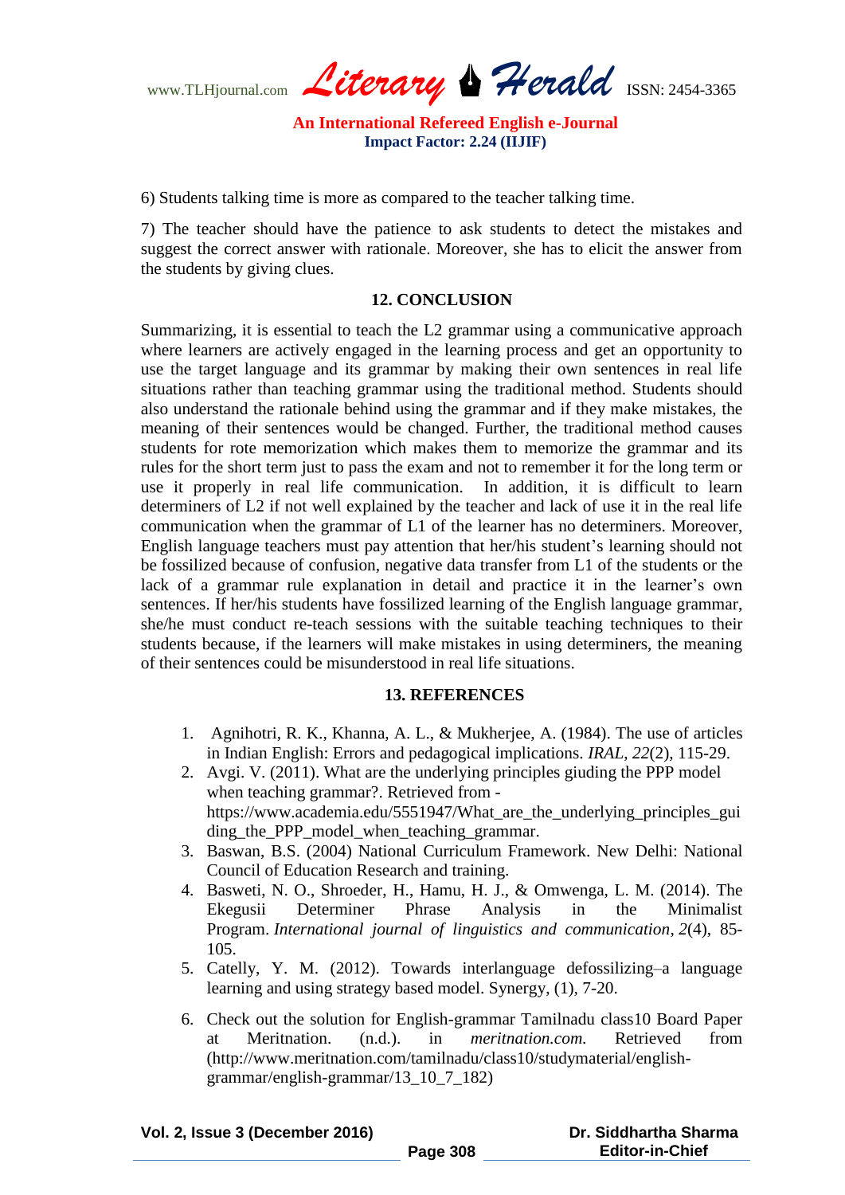6) Students talking time is more as compared to the teacher talking time.

7) The teacher should have the patience to ask students to detect the mistakes and suggest the correct answer with rationale. Moreover, she has to elicit the answer from the students by giving clues.

## 12. CONCLUSION

Summarizing, it is essential to teach the L2 grammar using a communicative approach where learners are actively engaged in the learning process and get an opportunity to use the target language and its grammar by making their own sentences in real life situations rather than teaching grammar using the traditional method. Students should also understand the rationale behind using the grammar and if they make mistakes, the meaning of their sentences would be changed. Further, the traditional method causes students for rote memorization which makes them to memorize the grammar and its rules for the short term just to pass the exam and not to remember it for the long term or use it properly in real life communication. In addition, it is difficult to learn determiners of L2 if not well explained by the teacher and lack of use it in the real life communication when the grammar of L1 of the learner has no determiners. Moreover, English language teachers must pay attention that her/his student's learning should not be fossilized because of confusion, negative data transfer from L1 of the students or the lack of a grammar rule explanation in detail and practice it in the learner's own sentences. If her/his students have fossilized learning of the English language grammar, she/he must conduct re-teach sessions with the suitable teaching techniques to their students because, if the learners will make mistakes in using determiners, the meaning of their sentences could be misunderstood in real life situations.

## 13. REFERENCES

1. Agnihotri, R. K., Khanna, A. L., & Mukherjee, A. (1984). The use of articles in Indian English: Errors and pedagogical implications. *IRAL*, *22*(2), 115-29.
2. Avgi. V. (2011). What are the underlying principles giuding the PPP model when teaching grammar?. Retrieved from - https://www.academia.edu/5551947/What_are_the_underlying_principles_guiding_the_PPP_model_when_teaching_grammar.
3. Baswan, B.S. (2004) National Curriculum Framework. New Delhi: National Council of Education Research and training.
4. Basweti, N. O., Shroeder, H., Hamu, H. J., & Omwenga, L. M. (2014). The Ekegusii Determiner Phrase Analysis in the Minimalist Program. *International journal of linguistics and communication*, *2*(4), 85-105.
5. Catelly, Y. M. (2012). Towards interlanguage defossilizing–a language learning and using strategy based model. Synergy, (1), 7-20.
6. Check out the solution for English-grammar Tamilnadu class10 Board Paper at Meritnation. (n.d.). in *meritnation.com.* Retrieved from (http://www.meritnation.com/tamilnadu/class10/studymaterial/english-grammar/english-grammar/13_10_7_182)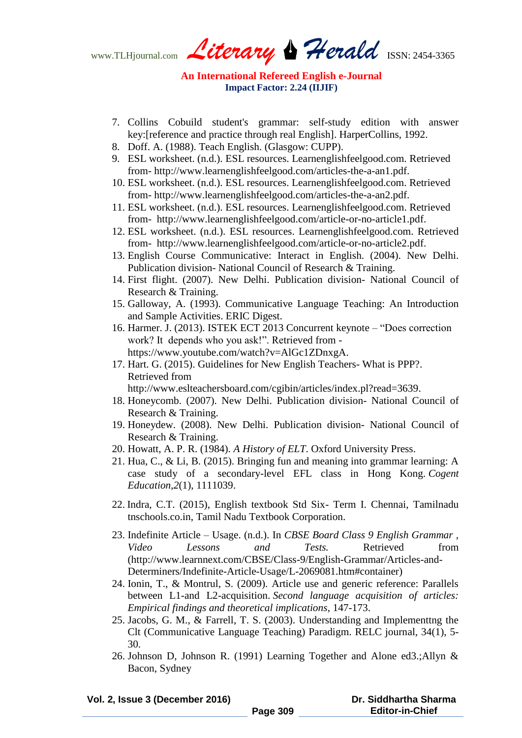7. Collins Cobuild student's grammar: self-study edition with answer key:[reference and practice through real English]. HarperCollins, 1992.
8. Doff. A. (1988). Teach English. (Glasgow: CUPP).
9. ESL worksheet. (n.d.). ESL resources. Learnenglishfeelgood.com. Retrieved from- http://www.learnenglishfeelgood.com/articles-the-a-an1.pdf.
10. ESL worksheet. (n.d.). ESL resources. Learnenglishfeelgood.com. Retrieved from- http://www.learnenglishfeelgood.com/articles-the-a-an2.pdf.
11. ESL worksheet. (n.d.). ESL resources. Learnenglishfeelgood.com. Retrieved from- http://www.learnenglishfeelgood.com/article-or-no-article1.pdf.
12. ESL worksheet. (n.d.). ESL resources. Learnenglishfeelgood.com. Retrieved from- http://www.learnenglishfeelgood.com/article-or-no-article2.pdf.
13. English Course Communicative: Interact in English. (2004). New Delhi. Publication division- National Council of Research & Training.
14. First flight. (2007). New Delhi. Publication division- National Council of Research & Training.
15. Galloway, A. (1993). Communicative Language Teaching: An Introduction and Sample Activities. ERIC Digest.
16. Harmer. J. (2013). ISTEK ECT 2013 Concurrent keynote – "Does correction work? It depends who you ask!". Retrieved from - https://www.youtube.com/watch?v=AlGc1ZDnxgA.
17. Hart. G. (2015). Guidelines for New English Teachers- What is PPP?. Retrieved from http://www.eslteachersboard.com/cgibin/articles/index.pl?read=3639.
18. Honeycomb. (2007). New Delhi. Publication division- National Council of Research & Training.
19. Honeydew. (2008). New Delhi. Publication division- National Council of Research & Training.
20. Howatt, A. P. R. (1984). *A History of ELT*. Oxford University Press.
21. Hua, C., & Li, B. (2015). Bringing fun and meaning into grammar learning: A case study of a secondary-level EFL class in Hong Kong. *Cogent Education*,*2*(1), 1111039.
22. Indra, C.T. (2015), English textbook Std Six- Term I. Chennai, Tamilnadu tnschools.co.in, Tamil Nadu Textbook Corporation.
23. Indefinite Article – Usage. (n.d.). In *CBSE Board Class 9 English Grammar , Video Lessons and Tests.* Retrieved from (http://www.learnnext.com/CBSE/Class-9/English-Grammar/Articles-and-Determiners/Indefinite-Article-Usage/L-2069081.htm#container)
24. Ionin, T., & Montrul, S. (2009). Article use and generic reference: Parallels between L1-and L2-acquisition. *Second language acquisition of articles: Empirical findings and theoretical implications*, 147-173.
25. Jacobs, G. M., & Farrell, T. S. (2003). Understanding and Implementtng the Clt (Communicative Language Teaching) Paradigm. RELC journal, 34(1), 5-30.
26. Johnson D, Johnson R. (1991) Learning Together and Alone ed3.;Allyn & Bacon, Sydney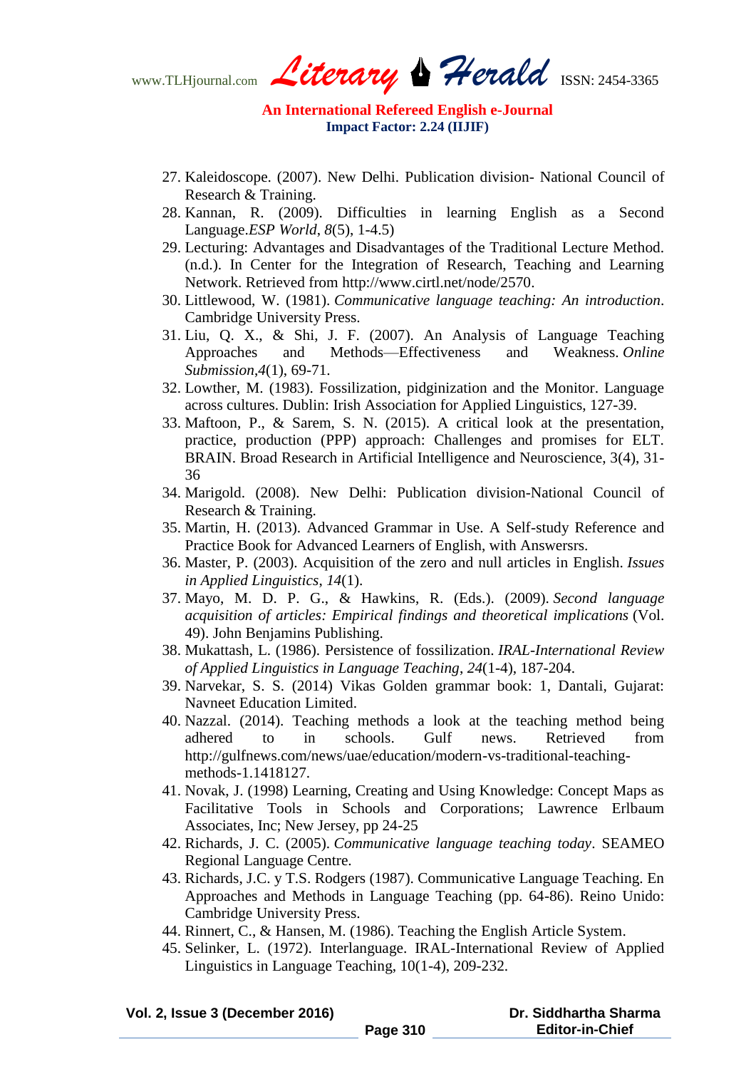27. Kaleidoscope. (2007). New Delhi. Publication division- National Council of Research & Training.
28. Kannan, R. (2009). Difficulties in learning English as a Second Language.*ESP World*, *8*(5), 1-4.5)
29. Lecturing: Advantages and Disadvantages of the Traditional Lecture Method. (n.d.). In Center for the Integration of Research, Teaching and Learning Network. Retrieved from http://www.cirtl.net/node/2570.
30. Littlewood, W. (1981). *Communicative language teaching: An introduction*. Cambridge University Press.
31. Liu, Q. X., & Shi, J. F. (2007). An Analysis of Language Teaching Approaches and Methods—Effectiveness and Weakness. *Online Submission*,*4*(1), 69-71.
32. Lowther, M. (1983). Fossilization, pidginization and the Monitor. Language across cultures. Dublin: Irish Association for Applied Linguistics, 127-39.
33. Maftoon, P., & Sarem, S. N. (2015). A critical look at the presentation, practice, production (PPP) approach: Challenges and promises for ELT. BRAIN. Broad Research in Artificial Intelligence and Neuroscience, 3(4), 31-36
34. Marigold. (2008). New Delhi: Publication division-National Council of Research & Training.
35. Martin, H. (2013). Advanced Grammar in Use. A Self-study Reference and Practice Book for Advanced Learners of English, with Answersrs.
36. Master, P. (2003). Acquisition of the zero and null articles in English. *Issues in Applied Linguistics*, *14*(1).
37. Mayo, M. D. P. G., & Hawkins, R. (Eds.). (2009). *Second language acquisition of articles: Empirical findings and theoretical implications* (Vol. 49). John Benjamins Publishing.
38. Mukattash, L. (1986). Persistence of fossilization. *IRAL-International Review of Applied Linguistics in Language Teaching*, *24*(1-4), 187-204.
39. Narvekar, S. S. (2014) Vikas Golden grammar book: 1, Dantali, Gujarat: Navneet Education Limited.
40. Nazzal. (2014). Teaching methods a look at the teaching method being adhered to in schools. Gulf news. Retrieved from http://gulfnews.com/news/uae/education/modern-vs-traditional-teaching-methods-1.1418127.
41. Novak, J. (1998) Learning, Creating and Using Knowledge: Concept Maps as Facilitative Tools in Schools and Corporations; Lawrence Erlbaum Associates, Inc; New Jersey, pp 24-25
42. Richards, J. C. (2005). *Communicative language teaching today*. SEAMEO Regional Language Centre.
43. Richards, J.C. y T.S. Rodgers (1987). Communicative Language Teaching. En Approaches and Methods in Language Teaching (pp. 64-86). Reino Unido: Cambridge University Press.
44. Rinnert, C., & Hansen, M. (1986). Teaching the English Article System.
45. Selinker, L. (1972). Interlanguage. IRAL-International Review of Applied Linguistics in Language Teaching, 10(1-4), 209-232.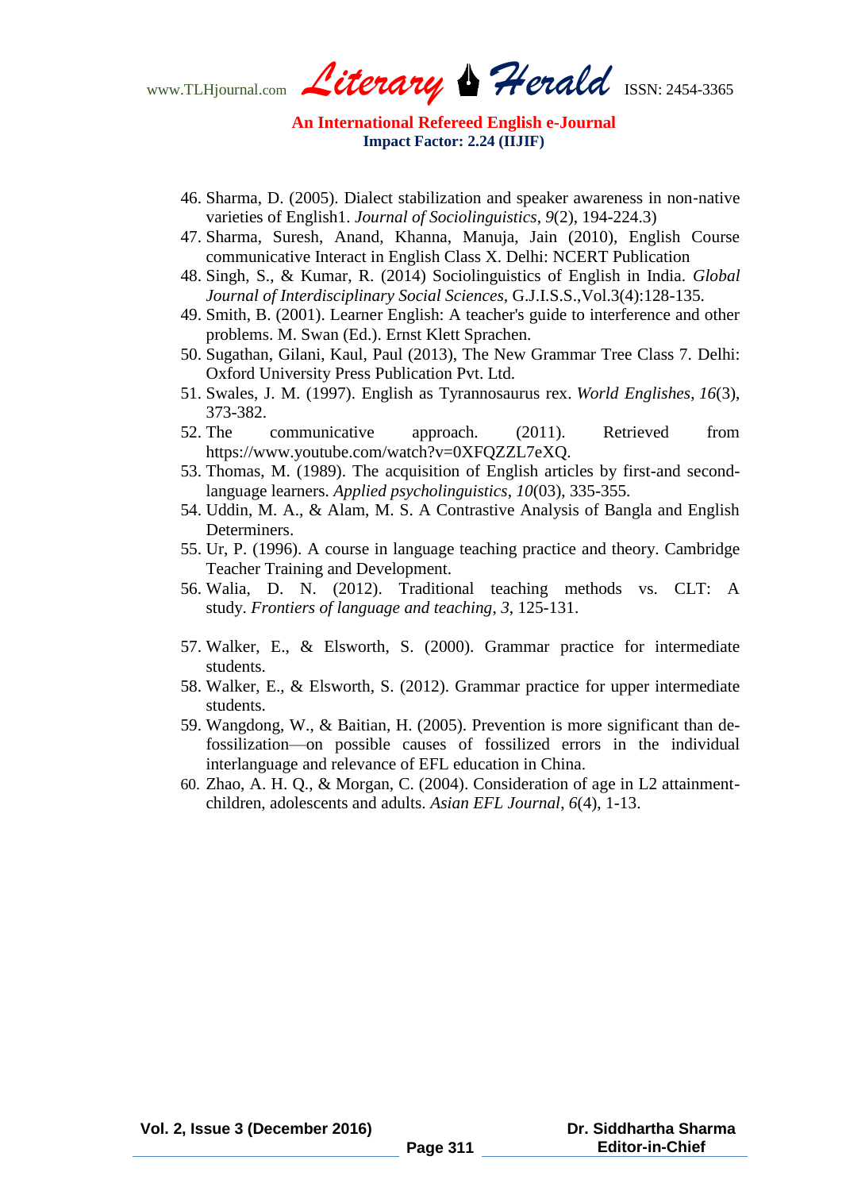46. Sharma, D. (2005). Dialect stabilization and speaker awareness in non-native varieties of English1. *Journal of Sociolinguistics*, *9*(2), 194-224.3)
47. Sharma, Suresh, Anand, Khanna, Manuja, Jain (2010), English Course communicative Interact in English Class X. Delhi: NCERT Publication
48. Singh, S., & Kumar, R. (2014) Sociolinguistics of English in India. *Global Journal of Interdisciplinary Social Sciences*, G.J.I.S.S.,Vol.3(4):128-135.
49. Smith, B. (2001). Learner English: A teacher's guide to interference and other problems. M. Swan (Ed.). Ernst Klett Sprachen.
50. Sugathan, Gilani, Kaul, Paul (2013), The New Grammar Tree Class 7. Delhi: Oxford University Press Publication Pvt. Ltd.
51. Swales, J. M. (1997). English as Tyrannosaurus rex. *World Englishes*, *16*(3), 373-382.
52. The communicative approach. (2011). Retrieved from https://www.youtube.com/watch?v=0XFQZZL7eXQ.
53. Thomas, M. (1989). The acquisition of English articles by first-and second-language learners. *Applied psycholinguistics*, *10*(03), 335-355.
54. Uddin, M. A., & Alam, M. S. A Contrastive Analysis of Bangla and English Determiners.
55. Ur, P. (1996). A course in language teaching practice and theory. Cambridge Teacher Training and Development.
56. Walia, D. N. (2012). Traditional teaching methods vs. CLT: A study. *Frontiers of language and teaching*, *3*, 125-131.
57. Walker, E., & Elsworth, S. (2000). Grammar practice for intermediate students.
58. Walker, E., & Elsworth, S. (2012). Grammar practice for upper intermediate students.
59. Wangdong, W., & Baitian, H. (2005). Prevention is more significant than de-fossilization—on possible causes of fossilized errors in the individual interlanguage and relevance of EFL education in China.
60. Zhao, A. H. Q., & Morgan, C. (2004). Consideration of age in L2 attainment-children, adolescents and adults. *Asian EFL Journal*, *6*(4), 1-13.